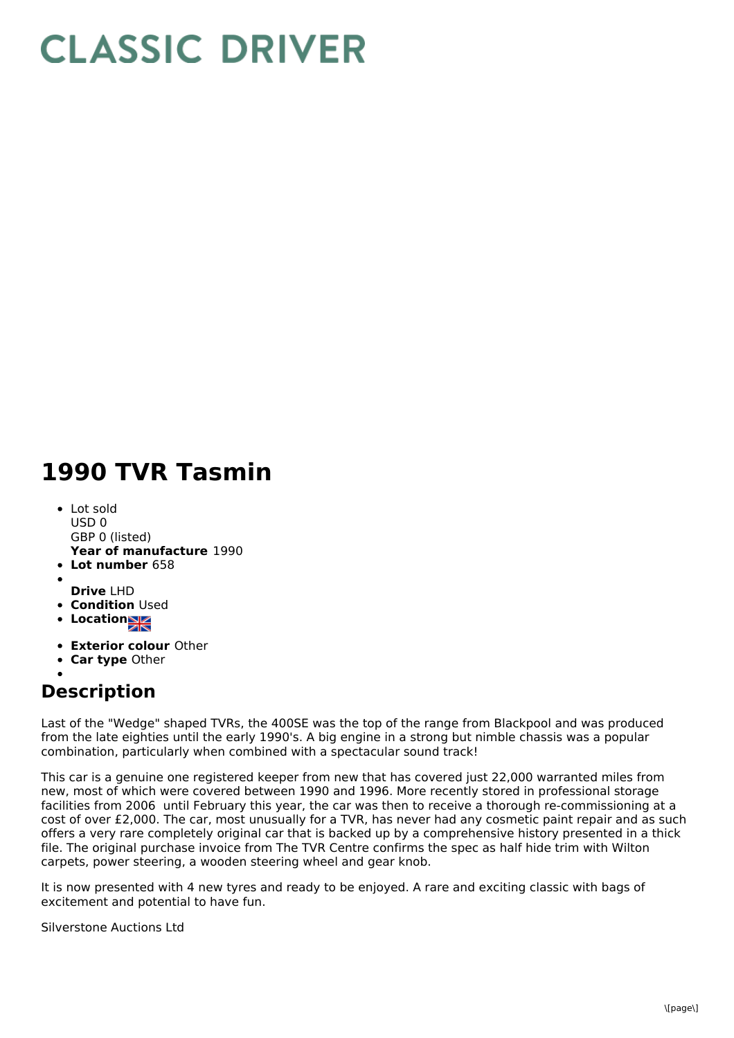# CLASSIC DRIVER

# 1990 TVR Tasmin

- Lot sold
  USD 0
  GBP 0 (listed)
  **Year of manufacture** 1990
- **Lot number** 658
- 
  **Drive** LHD
- **Condition** Used
- **Location**
- **Exterior colour** Other
- **Car type** Other
- 

## Description

Last of the "Wedge" shaped TVRs, the 400SE was the top of the range from Blackpool and was produced from the late eighties until the early 1990's. A big engine in a strong but nimble chassis was a popular combination, particularly when combined with a spectacular sound track!

This car is a genuine one registered keeper from new that has covered just 22,000 warranted miles from new, most of which were covered between 1990 and 1996. More recently stored in professional storage facilities from 2006 until February this year, the car was then to receive a thorough re-commissioning at a cost of over £2,000. The car, most unusually for a TVR, has never had any cosmetic paint repair and as such offers a very rare completely original car that is backed up by a comprehensive history presented in a thick file. The original purchase invoice from The TVR Centre confirms the spec as half hide trim with Wilton carpets, power steering, a wooden steering wheel and gear knob.

It is now presented with 4 new tyres and ready to be enjoyed. A rare and exciting classic with bags of excitement and potential to have fun.

Silverstone Auctions Ltd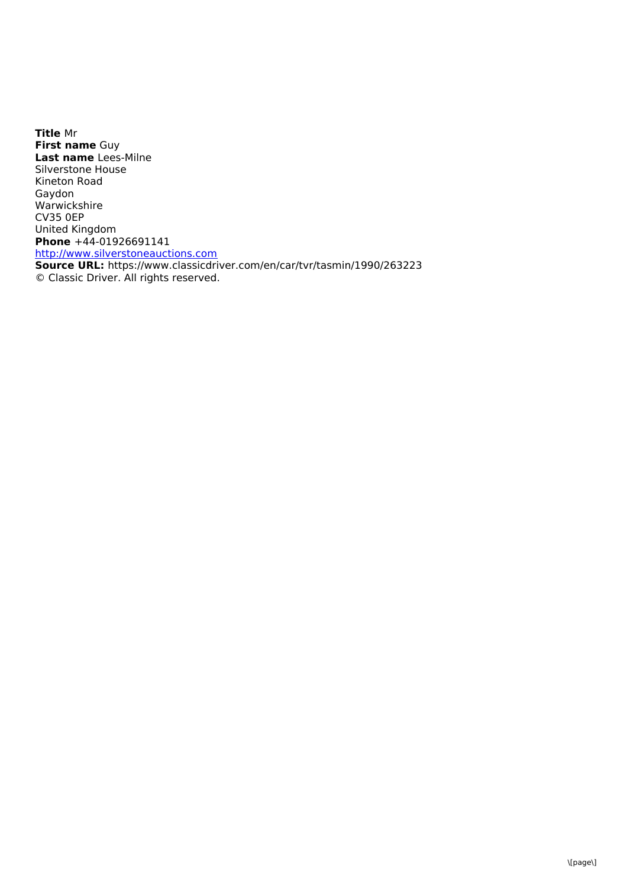**Title** Mr
**First name** Guy
**Last name** Lees-Milne
Silverstone House
Kineton Road
Gaydon
Warwickshire
CV35 0EP
United Kingdom
**Phone** +44-01926691141
http://www.silverstoneauctions.com
**Source URL:** https://www.classicdriver.com/en/car/tvr/tasmin/1990/263223
© Classic Driver. All rights reserved.